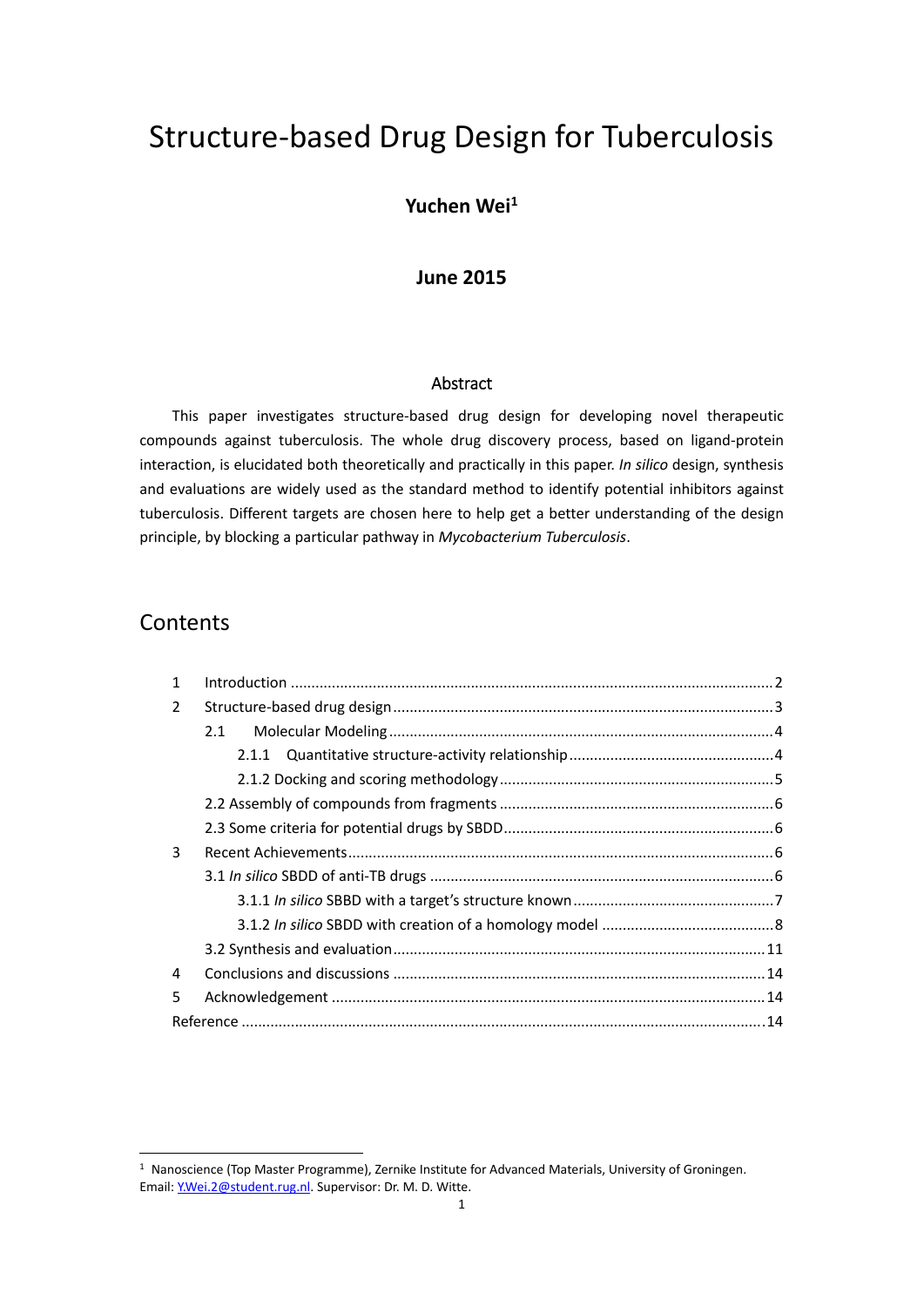# Structure-based Drug Design for Tuberculosis

**Yuchen Wei[1]**

**June 2015**

## Abstract

This paper investigates structure-based drug design for developing novel therapeutic compounds against tuberculosis. The whole drug discovery process, based on ligand-protein interaction, is elucidated both theoretically and practically in this paper. *In silico* design, synthesis and evaluations are widely used as the standard method to identify potential inhibitors against tuberculosis. Different targets are chosen here to help get a better understanding of the design principle, by blocking a particular pathway in *Mycobacterium Tuberculosis*.

## Contents

- 1 Introduction ....... 2
- 2 Structure-based drug design ....... 3
  - 2.1 Molecular Modeling ....... 4
    - 2.1.1 Quantitative structure-activity relationship ....... 4
    - 2.1.2 Docking and scoring methodology ....... 5
  - 2.2 Assembly of compounds from fragments ....... 6
  - 2.3 Some criteria for potential drugs by SBDD ....... 6
- 3 Recent Achievements ....... 6
  - 3.1 *In silico* SBDD of anti-TB drugs ....... 6
    - 3.1.1 *In silico* SBDD with a target's structure known ....... 7
    - 3.1.2 *In silico* SBDD with creation of a homology model ....... 8
  - 3.2 Synthesis and evaluation ....... 11
- 4 Conclusions and discussions ....... 14
- 5 Acknowledgement ....... 14
- Reference ....... 14

---

[1] Nanoscience (Top Master Programme), Zernike Institute for Advanced Materials, University of Groningen. Email: Y.Wei.2@student.rug.nl. Supervisor: Dr. M. D. Witte.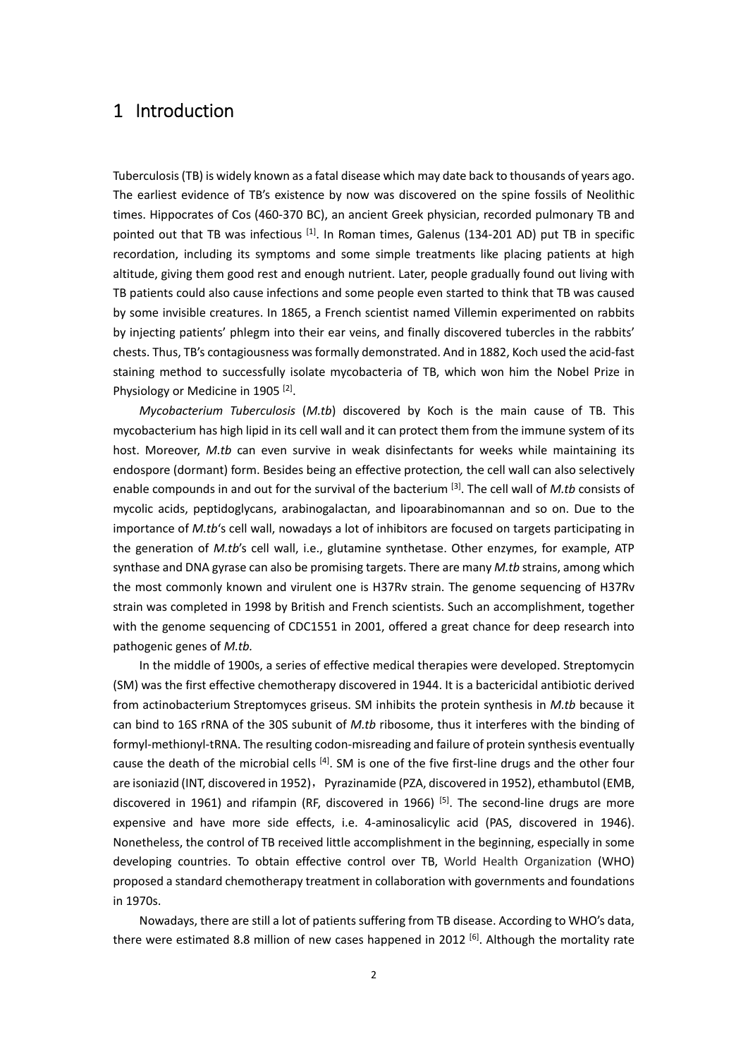# 1 Introduction

Tuberculosis (TB) is widely known as a fatal disease which may date back to thousands of years ago. The earliest evidence of TB's existence by now was discovered on the spine fossils of Neolithic times. Hippocrates of Cos (460-370 BC), an ancient Greek physician, recorded pulmonary TB and pointed out that TB was infectious [1]. In Roman times, Galenus (134-201 AD) put TB in specific recordation, including its symptoms and some simple treatments like placing patients at high altitude, giving them good rest and enough nutrient. Later, people gradually found out living with TB patients could also cause infections and some people even started to think that TB was caused by some invisible creatures. In 1865, a French scientist named Villemin experimented on rabbits by injecting patients' phlegm into their ear veins, and finally discovered tubercles in the rabbits' chests. Thus, TB's contagiousness was formally demonstrated. And in 1882, Koch used the acid-fast staining method to successfully isolate mycobacteria of TB, which won him the Nobel Prize in Physiology or Medicine in 1905 [2].

*Mycobacterium Tuberculosis* (*M.tb*) discovered by Koch is the main cause of TB. This mycobacterium has high lipid in its cell wall and it can protect them from the immune system of its host. Moreover, *M.tb* can even survive in weak disinfectants for weeks while maintaining its endospore (dormant) form. Besides being an effective protection, the cell wall can also selectively enable compounds in and out for the survival of the bacterium [3]. The cell wall of *M.tb* consists of mycolic acids, peptidoglycans, arabinogalactan, and lipoarabinomannan and so on. Due to the importance of *M.tb*'s cell wall, nowadays a lot of inhibitors are focused on targets participating in the generation of *M.tb*'s cell wall, i.e., glutamine synthetase. Other enzymes, for example, ATP synthase and DNA gyrase can also be promising targets. There are many *M.tb* strains, among which the most commonly known and virulent one is H37Rv strain. The genome sequencing of H37Rv strain was completed in 1998 by British and French scientists. Such an accomplishment, together with the genome sequencing of CDC1551 in 2001, offered a great chance for deep research into pathogenic genes of *M.tb*.

In the middle of 1900s, a series of effective medical therapies were developed. Streptomycin (SM) was the first effective chemotherapy discovered in 1944. It is a bactericidal antibiotic derived from actinobacterium Streptomyces griseus. SM inhibits the protein synthesis in *M.tb* because it can bind to 16S rRNA of the 30S subunit of *M.tb* ribosome, thus it interferes with the binding of formyl-methionyl-tRNA. The resulting codon-misreading and failure of protein synthesis eventually cause the death of the microbial cells [4]. SM is one of the five first-line drugs and the other four are isoniazid (INT, discovered in 1952)， Pyrazinamide (PZA, discovered in 1952), ethambutol (EMB, discovered in 1961) and rifampin (RF, discovered in 1966) [5]. The second-line drugs are more expensive and have more side effects, i.e. 4-aminosalicylic acid (PAS, discovered in 1946). Nonetheless, the control of TB received little accomplishment in the beginning, especially in some developing countries. To obtain effective control over TB, World Health Organization (WHO) proposed a standard chemotherapy treatment in collaboration with governments and foundations in 1970s.

Nowadays, there are still a lot of patients suffering from TB disease. According to WHO's data, there were estimated 8.8 million of new cases happened in 2012 [6]. Although the mortality rate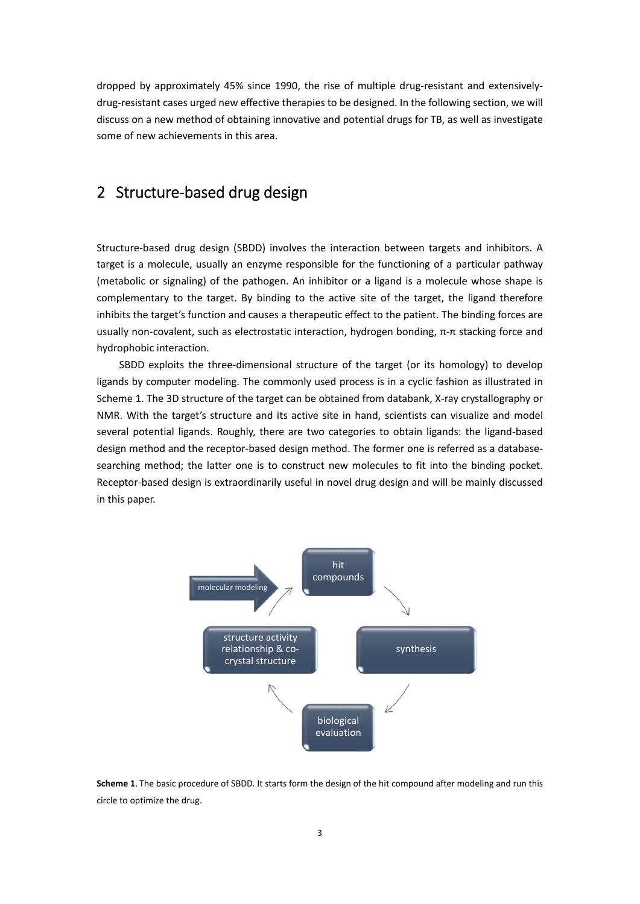dropped by approximately 45% since 1990, the rise of multiple drug-resistant and extensively-drug-resistant cases urged new effective therapies to be designed. In the following section, we will discuss on a new method of obtaining innovative and potential drugs for TB, as well as investigate some of new achievements in this area.

## 2 Structure-based drug design

Structure-based drug design (SBDD) involves the interaction between targets and inhibitors. A target is a molecule, usually an enzyme responsible for the functioning of a particular pathway (metabolic or signaling) of the pathogen. An inhibitor or a ligand is a molecule whose shape is complementary to the target. By binding to the active site of the target, the ligand therefore inhibits the target's function and causes a therapeutic effect to the patient. The binding forces are usually non-covalent, such as electrostatic interaction, hydrogen bonding, π-π stacking force and hydrophobic interaction.

SBDD exploits the three-dimensional structure of the target (or its homology) to develop ligands by computer modeling. The commonly used process is in a cyclic fashion as illustrated in Scheme 1. The 3D structure of the target can be obtained from databank, X-ray crystallography or NMR. With the target's structure and its active site in hand, scientists can visualize and model several potential ligands. Roughly, there are two categories to obtain ligands: the ligand-based design method and the receptor-based design method. The former one is referred as a database-searching method; the latter one is to construct new molecules to fit into the binding pocket. Receptor-based design is extraordinarily useful in novel drug design and will be mainly discussed in this paper.

molecular modeling → hit compounds → synthesis → biological evaluation → structure activity relationship & co-crystal structure → hit compounds

**Scheme 1**. The basic procedure of SBDD. It starts form the design of the hit compound after modeling and run this circle to optimize the drug.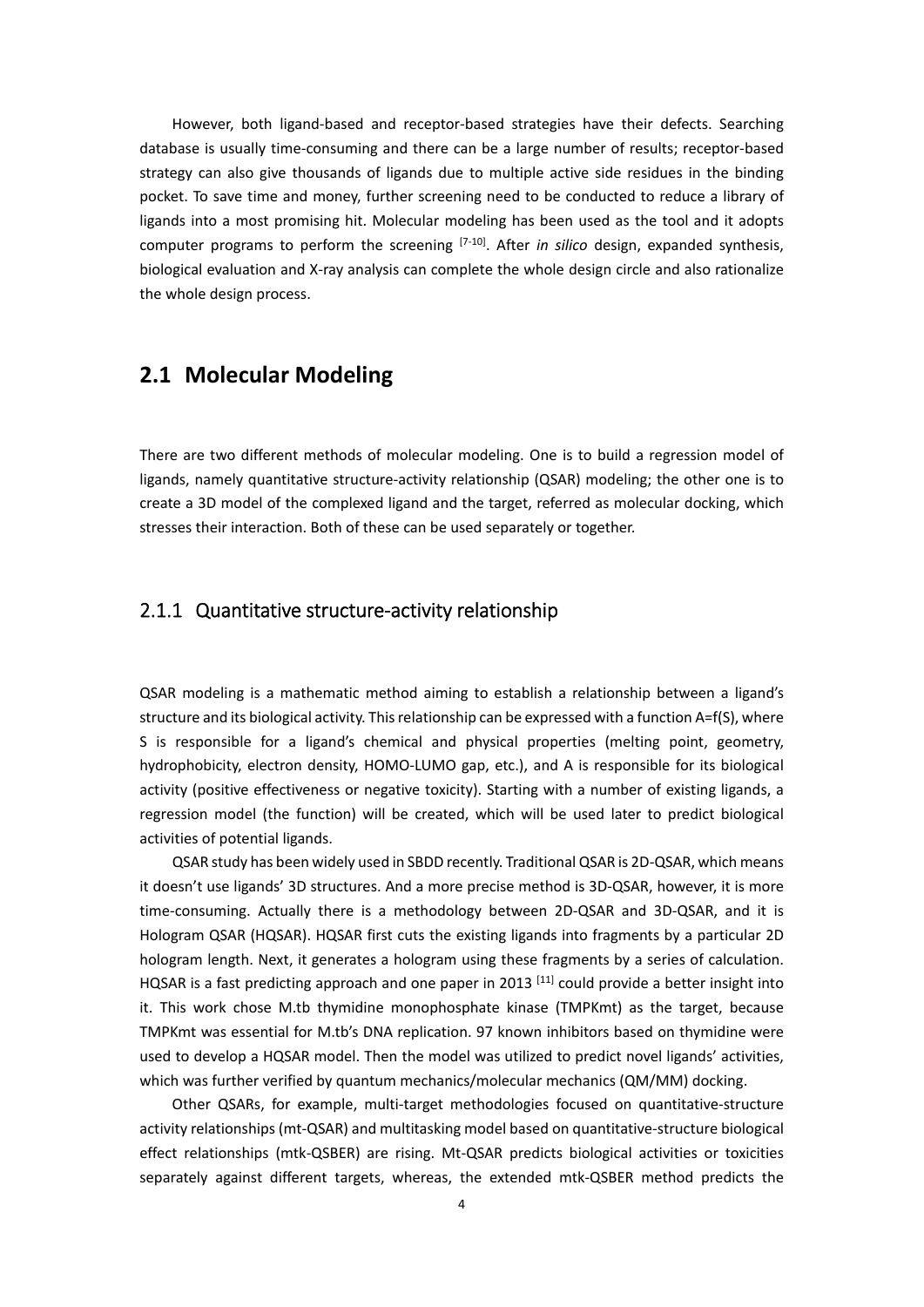However, both ligand-based and receptor-based strategies have their defects. Searching database is usually time-consuming and there can be a large number of results; receptor-based strategy can also give thousands of ligands due to multiple active side residues in the binding pocket. To save time and money, further screening need to be conducted to reduce a library of ligands into a most promising hit. Molecular modeling has been used as the tool and it adopts computer programs to perform the screening [7-10]. After *in silico* design, expanded synthesis, biological evaluation and X-ray analysis can complete the whole design circle and also rationalize the whole design process.

## 2.1 Molecular Modeling

There are two different methods of molecular modeling. One is to build a regression model of ligands, namely quantitative structure-activity relationship (QSAR) modeling; the other one is to create a 3D model of the complexed ligand and the target, referred as molecular docking, which stresses their interaction. Both of these can be used separately or together.

### 2.1.1 Quantitative structure-activity relationship

QSAR modeling is a mathematic method aiming to establish a relationship between a ligand's structure and its biological activity. This relationship can be expressed with a function A=f(S), where S is responsible for a ligand's chemical and physical properties (melting point, geometry, hydrophobicity, electron density, HOMO-LUMO gap, etc.), and A is responsible for its biological activity (positive effectiveness or negative toxicity). Starting with a number of existing ligands, a regression model (the function) will be created, which will be used later to predict biological activities of potential ligands.

QSAR study has been widely used in SBDD recently. Traditional QSAR is 2D-QSAR, which means it doesn't use ligands' 3D structures. And a more precise method is 3D-QSAR, however, it is more time-consuming. Actually there is a methodology between 2D-QSAR and 3D-QSAR, and it is Hologram QSAR (HQSAR). HQSAR first cuts the existing ligands into fragments by a particular 2D hologram length. Next, it generates a hologram using these fragments by a series of calculation. HQSAR is a fast predicting approach and one paper in 2013 [11] could provide a better insight into it. This work chose M.tb thymidine monophosphate kinase (TMPKmt) as the target, because TMPKmt was essential for M.tb's DNA replication. 97 known inhibitors based on thymidine were used to develop a HQSAR model. Then the model was utilized to predict novel ligands' activities, which was further verified by quantum mechanics/molecular mechanics (QM/MM) docking.

Other QSARs, for example, multi-target methodologies focused on quantitative-structure activity relationships (mt-QSAR) and multitasking model based on quantitative-structure biological effect relationships (mtk-QSBER) are rising. Mt-QSAR predicts biological activities or toxicities separately against different targets, whereas, the extended mtk-QSBER method predicts the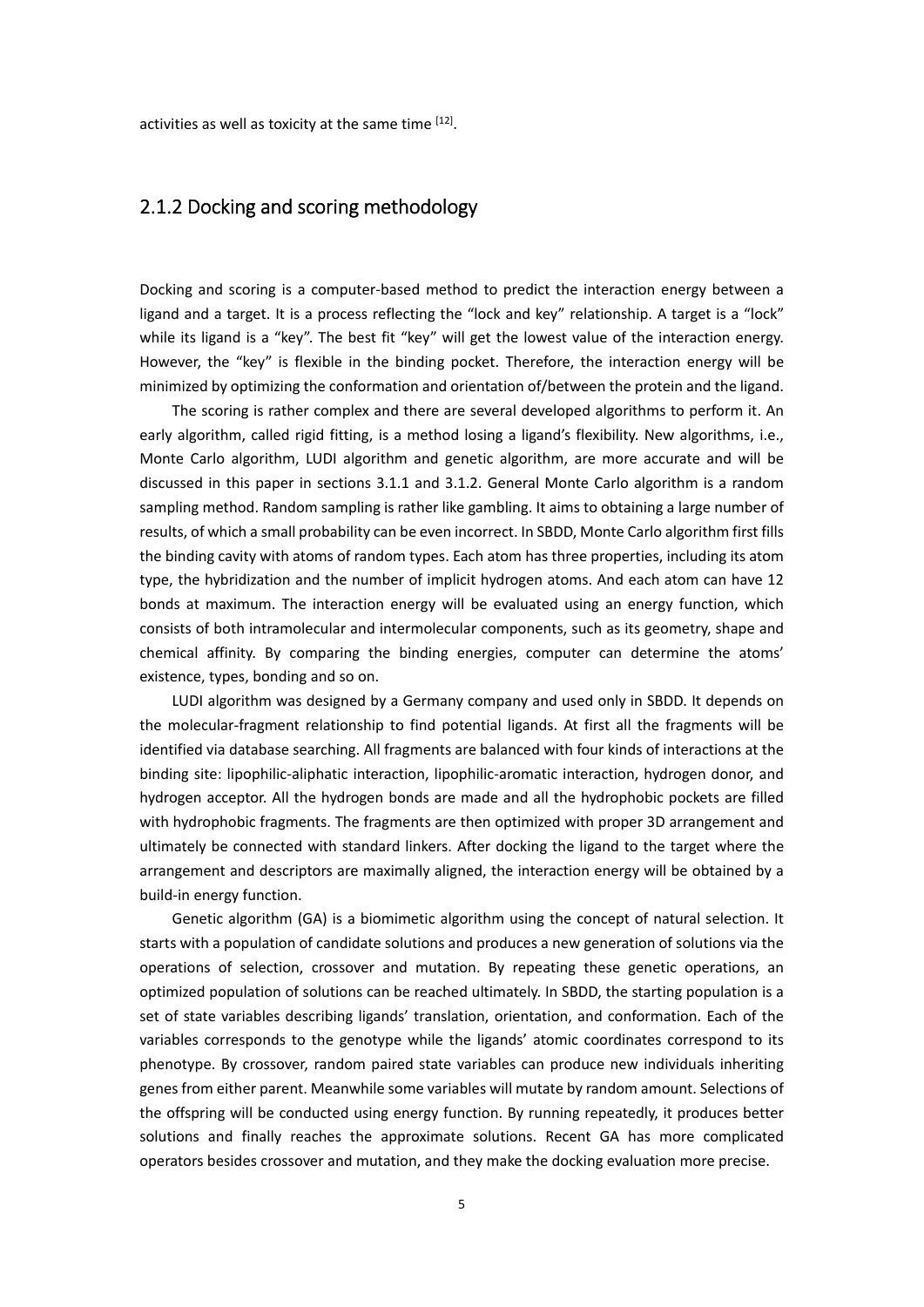activities as well as toxicity at the same time [12].

## 2.1.2 Docking and scoring methodology

Docking and scoring is a computer-based method to predict the interaction energy between a ligand and a target. It is a process reflecting the "lock and key" relationship. A target is a "lock" while its ligand is a "key". The best fit "key" will get the lowest value of the interaction energy. However, the "key" is flexible in the binding pocket. Therefore, the interaction energy will be minimized by optimizing the conformation and orientation of/between the protein and the ligand.

The scoring is rather complex and there are several developed algorithms to perform it. An early algorithm, called rigid fitting, is a method losing a ligand's flexibility. New algorithms, i.e., Monte Carlo algorithm, LUDI algorithm and genetic algorithm, are more accurate and will be discussed in this paper in sections 3.1.1 and 3.1.2. General Monte Carlo algorithm is a random sampling method. Random sampling is rather like gambling. It aims to obtaining a large number of results, of which a small probability can be even incorrect. In SBDD, Monte Carlo algorithm first fills the binding cavity with atoms of random types. Each atom has three properties, including its atom type, the hybridization and the number of implicit hydrogen atoms. And each atom can have 12 bonds at maximum. The interaction energy will be evaluated using an energy function, which consists of both intramolecular and intermolecular components, such as its geometry, shape and chemical affinity. By comparing the binding energies, computer can determine the atoms' existence, types, bonding and so on.

LUDI algorithm was designed by a Germany company and used only in SBDD. It depends on the molecular-fragment relationship to find potential ligands. At first all the fragments will be identified via database searching. All fragments are balanced with four kinds of interactions at the binding site: lipophilic-aliphatic interaction, lipophilic-aromatic interaction, hydrogen donor, and hydrogen acceptor. All the hydrogen bonds are made and all the hydrophobic pockets are filled with hydrophobic fragments. The fragments are then optimized with proper 3D arrangement and ultimately be connected with standard linkers. After docking the ligand to the target where the arrangement and descriptors are maximally aligned, the interaction energy will be obtained by a build-in energy function.

Genetic algorithm (GA) is a biomimetic algorithm using the concept of natural selection. It starts with a population of candidate solutions and produces a new generation of solutions via the operations of selection, crossover and mutation. By repeating these genetic operations, an optimized population of solutions can be reached ultimately. In SBDD, the starting population is a set of state variables describing ligands' translation, orientation, and conformation. Each of the variables corresponds to the genotype while the ligands' atomic coordinates correspond to its phenotype. By crossover, random paired state variables can produce new individuals inheriting genes from either parent. Meanwhile some variables will mutate by random amount. Selections of the offspring will be conducted using energy function. By running repeatedly, it produces better solutions and finally reaches the approximate solutions. Recent GA has more complicated operators besides crossover and mutation, and they make the docking evaluation more precise.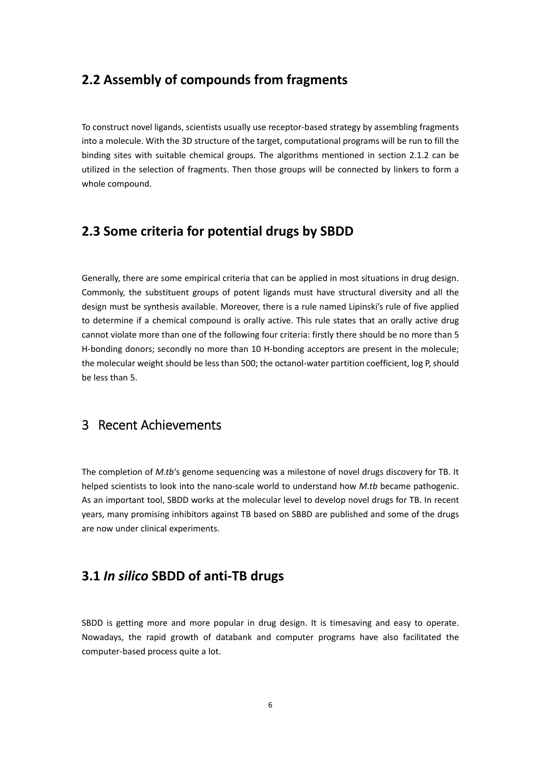## 2.2 Assembly of compounds from fragments

To construct novel ligands, scientists usually use receptor-based strategy by assembling fragments into a molecule. With the 3D structure of the target, computational programs will be run to fill the binding sites with suitable chemical groups. The algorithms mentioned in section 2.1.2 can be utilized in the selection of fragments. Then those groups will be connected by linkers to form a whole compound.

## 2.3 Some criteria for potential drugs by SBDD

Generally, there are some empirical criteria that can be applied in most situations in drug design. Commonly, the substituent groups of potent ligands must have structural diversity and all the design must be synthesis available. Moreover, there is a rule named Lipinski's rule of five applied to determine if a chemical compound is orally active. This rule states that an orally active drug cannot violate more than one of the following four criteria: firstly there should be no more than 5 H-bonding donors; secondly no more than 10 H-bonding acceptors are present in the molecule; the molecular weight should be less than 500; the octanol-water partition coefficient, log P, should be less than 5.

# 3 Recent Achievements

The completion of *M.tb*'s genome sequencing was a milestone of novel drugs discovery for TB. It helped scientists to look into the nano-scale world to understand how *M.tb* became pathogenic. As an important tool, SBDD works at the molecular level to develop novel drugs for TB. In recent years, many promising inhibitors against TB based on SBBD are published and some of the drugs are now under clinical experiments.

## 3.1 *In silico* SBDD of anti-TB drugs

SBDD is getting more and more popular in drug design. It is timesaving and easy to operate. Nowadays, the rapid growth of databank and computer programs have also facilitated the computer-based process quite a lot.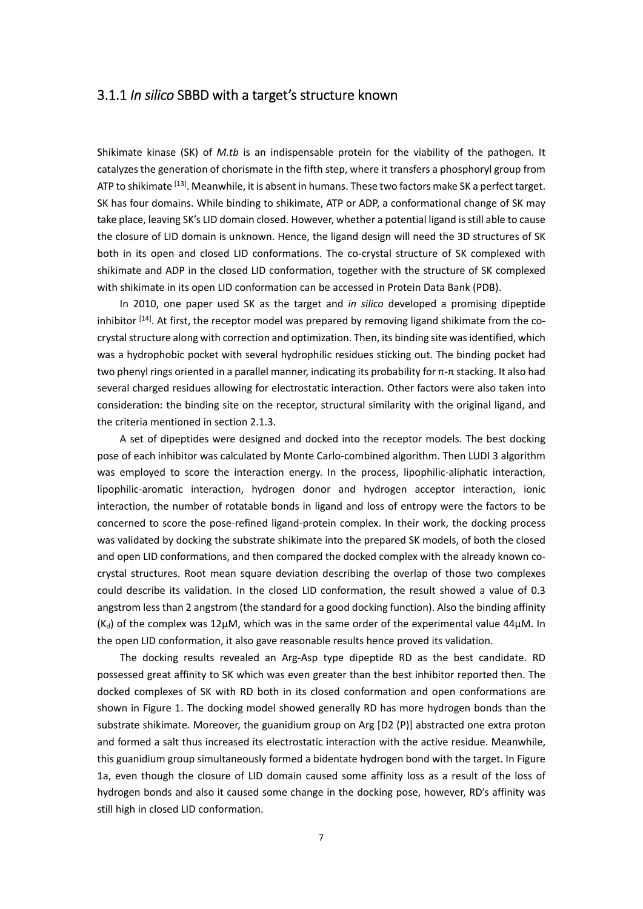### 3.1.1 *In silico* SBBD with a target's structure known

Shikimate kinase (SK) of *M.tb* is an indispensable protein for the viability of the pathogen. It catalyzes the generation of chorismate in the fifth step, where it transfers a phosphoryl group from ATP to shikimate [13]. Meanwhile, it is absent in humans. These two factors make SK a perfect target. SK has four domains. While binding to shikimate, ATP or ADP, a conformational change of SK may take place, leaving SK's LID domain closed. However, whether a potential ligand is still able to cause the closure of LID domain is unknown. Hence, the ligand design will need the 3D structures of SK both in its open and closed LID conformations. The co-crystal structure of SK complexed with shikimate and ADP in the closed LID conformation, together with the structure of SK complexed with shikimate in its open LID conformation can be accessed in Protein Data Bank (PDB).

In 2010, one paper used SK as the target and *in silico* developed a promising dipeptide inhibitor [14]. At first, the receptor model was prepared by removing ligand shikimate from the co-crystal structure along with correction and optimization. Then, its binding site was identified, which was a hydrophobic pocket with several hydrophilic residues sticking out. The binding pocket had two phenyl rings oriented in a parallel manner, indicating its probability for π-π stacking. It also had several charged residues allowing for electrostatic interaction. Other factors were also taken into consideration: the binding site on the receptor, structural similarity with the original ligand, and the criteria mentioned in section 2.1.3.

A set of dipeptides were designed and docked into the receptor models. The best docking pose of each inhibitor was calculated by Monte Carlo-combined algorithm. Then LUDI 3 algorithm was employed to score the interaction energy. In the process, lipophilic-aliphatic interaction, lipophilic-aromatic interaction, hydrogen donor and hydrogen acceptor interaction, ionic interaction, the number of rotatable bonds in ligand and loss of entropy were the factors to be concerned to score the pose-refined ligand-protein complex. In their work, the docking process was validated by docking the substrate shikimate into the prepared SK models, of both the closed and open LID conformations, and then compared the docked complex with the already known co-crystal structures. Root mean square deviation describing the overlap of those two complexes could describe its validation. In the closed LID conformation, the result showed a value of 0.3 angstrom less than 2 angstrom (the standard for a good docking function). Also the binding affinity ($K_d$) of the complex was 12μM, which was in the same order of the experimental value 44μM. In the open LID conformation, it also gave reasonable results hence proved its validation.

The docking results revealed an Arg-Asp type dipeptide RD as the best candidate. RD possessed great affinity to SK which was even greater than the best inhibitor reported then. The docked complexes of SK with RD both in its closed conformation and open conformations are shown in Figure 1. The docking model showed generally RD has more hydrogen bonds than the substrate shikimate. Moreover, the guanidium group on Arg [D2 (P)] abstracted one extra proton and formed a salt thus increased its electrostatic interaction with the active residue. Meanwhile, this guanidium group simultaneously formed a bidentate hydrogen bond with the target. In Figure 1a, even though the closure of LID domain caused some affinity loss as a result of the loss of hydrogen bonds and also it caused some change in the docking pose, however, RD's affinity was still high in closed LID conformation.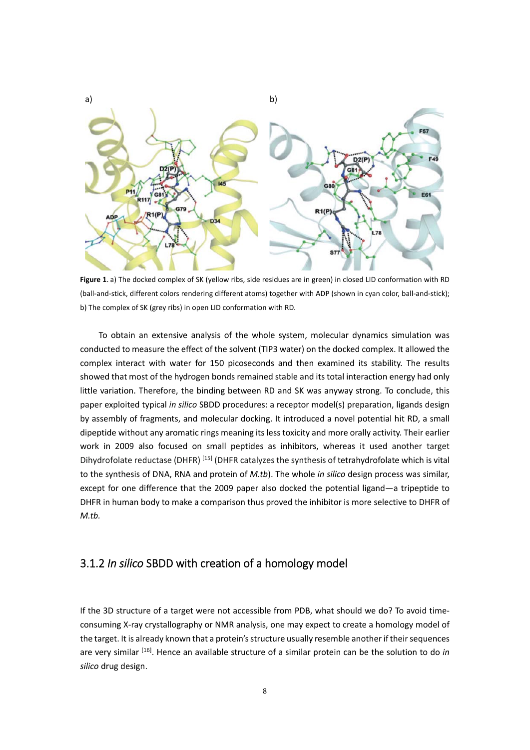a) b)

**Figure 1**. a) The docked complex of SK (yellow ribs, side residues are in green) in closed LID conformation with RD (ball-and-stick, different colors rendering different atoms) together with ADP (shown in cyan color, ball-and-stick); b) The complex of SK (grey ribs) in open LID conformation with RD.

To obtain an extensive analysis of the whole system, molecular dynamics simulation was conducted to measure the effect of the solvent (TIP3 water) on the docked complex. It allowed the complex interact with water for 150 picoseconds and then examined its stability. The results showed that most of the hydrogen bonds remained stable and its total interaction energy had only little variation. Therefore, the binding between RD and SK was anyway strong. To conclude, this paper exploited typical *in silico* SBDD procedures: a receptor model(s) preparation, ligands design by assembly of fragments, and molecular docking. It introduced a novel potential hit RD, a small dipeptide without any aromatic rings meaning its less toxicity and more orally activity. Their earlier work in 2009 also focused on small peptides as inhibitors, whereas it used another target Dihydrofolate reductase (DHFR) [15] (DHFR catalyzes the synthesis of tetrahydrofolate which is vital to the synthesis of DNA, RNA and protein of *M.tb*). The whole *in silico* design process was similar, except for one difference that the 2009 paper also docked the potential ligand—a tripeptide to DHFR in human body to make a comparison thus proved the inhibitor is more selective to DHFR of *M.tb.*

### 3.1.2 *In silico* SBDD with creation of a homology model

If the 3D structure of a target were not accessible from PDB, what should we do? To avoid time-consuming X-ray crystallography or NMR analysis, one may expect to create a homology model of the target. It is already known that a protein's structure usually resemble another if their sequences are very similar [16]. Hence an available structure of a similar protein can be the solution to do *in silico* drug design.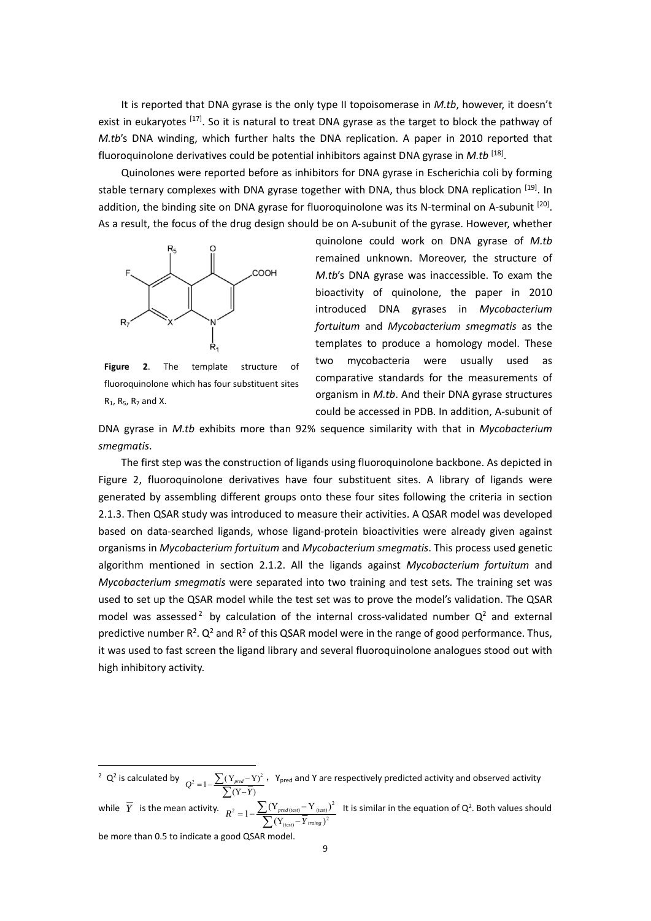It is reported that DNA gyrase is the only type II topoisomerase in *M.tb*, however, it doesn't exist in eukaryotes [17]. So it is natural to treat DNA gyrase as the target to block the pathway of *M.tb*'s DNA winding, which further halts the DNA replication. A paper in 2010 reported that fluoroquinolone derivatives could be potential inhibitors against DNA gyrase in *M.tb* [18].

Quinolones were reported before as inhibitors for DNA gyrase in Escherichia coli by forming stable ternary complexes with DNA gyrase together with DNA, thus block DNA replication [19]. In addition, the binding site on DNA gyrase for fluoroquinolone was its N-terminal on A-subunit [20]. As a result, the focus of the drug design should be on A-subunit of the gyrase. However, whether quinolone could work on DNA gyrase of *M.tb* remained unknown. Moreover, the structure of *M.tb*'s DNA gyrase was inaccessible. To exam the bioactivity of quinolone, the paper in 2010 introduced DNA gyrases in *Mycobacterium fortuitum* and *Mycobacterium smegmatis* as the templates to produce a homology model. These two mycobacteria were usually used as comparative standards for the measurements of organism in *M.tb*. And their DNA gyrase structures could be accessed in PDB. In addition, A-subunit of DNA gyrase in *M.tb* exhibits more than 92% sequence similarity with that in *Mycobacterium smegmatis*.

**Figure 2**. The template structure of fluoroquinolone which has four substituent sites $R_1$, $R_5$, $R_7$ and X.

The first step was the construction of ligands using fluoroquinolone backbone. As depicted in Figure 2, fluoroquinolone derivatives have four substituent sites. A library of ligands were generated by assembling different groups onto these four sites following the criteria in section 2.1.3. Then QSAR study was introduced to measure their activities. A QSAR model was developed based on data-searched ligands, whose ligand-protein bioactivities were already given against organisms in *Mycobacterium fortuitum* and *Mycobacterium smegmatis*. This process used genetic algorithm mentioned in section 2.1.2. All the ligands against *Mycobacterium fortuitum* and *Mycobacterium smegmatis* were separated into two training and test sets. The training set was used to set up the QSAR model while the test set was to prove the model's validation. The QSAR model was assessed[2] by calculation of the internal cross-validated number $Q^2$ and external predictive number $R^2$. $Q^2$ and $R^2$ of this QSAR model were in the range of good performance. Thus, it was used to fast screen the ligand library and several fluoroquinolone analogues stood out with high inhibitory activity.

---

[2] $Q^2$ is calculated by $Q^2 = 1 - \frac{\sum(Y_{pred} - Y)^2}{\sum(Y - \overline{Y})}$, $Y_{pred}$ and Y are respectively predicted activity and observed activity while $\overline{Y}$ is the mean activity. $R^2 = 1 - \frac{\sum(Y_{pred(test)} - Y_{(test)})^2}{\sum(Y_{(test)} - \overline{Y}_{traing})^2}$ It is similar in the equation of $Q^2$. Both values should be more than 0.5 to indicate a good QSAR model.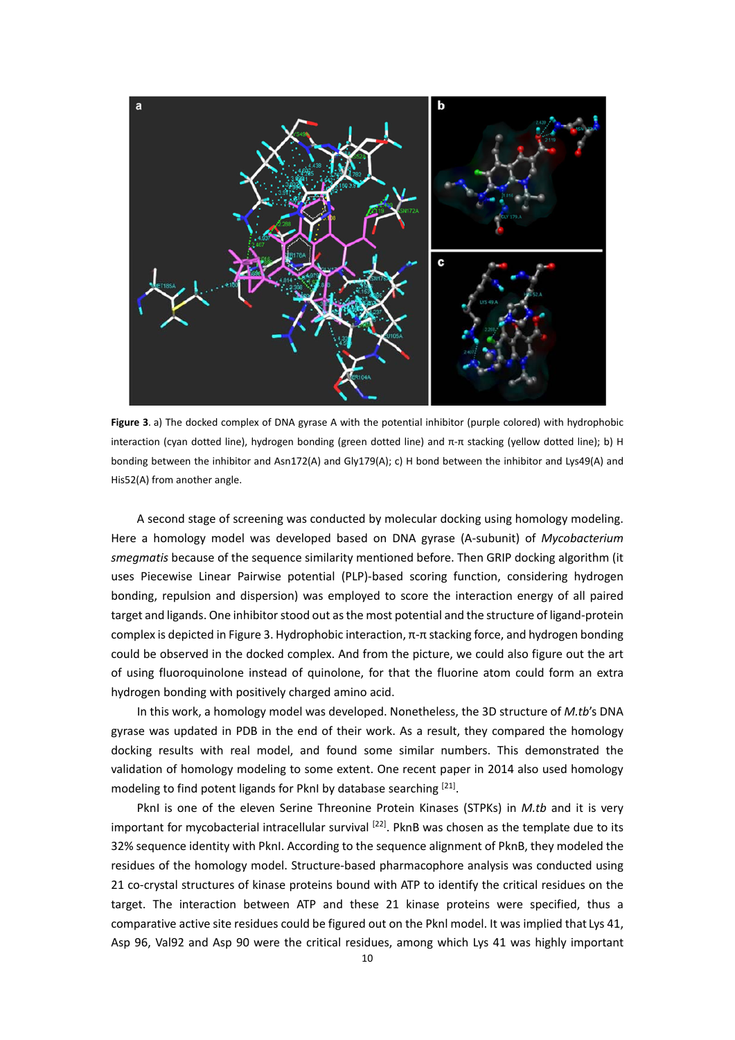**Figure 3**. a) The docked complex of DNA gyrase A with the potential inhibitor (purple colored) with hydrophobic interaction (cyan dotted line), hydrogen bonding (green dotted line) and π-π stacking (yellow dotted line); b) H bonding between the inhibitor and Asn172(A) and Gly179(A); c) H bond between the inhibitor and Lys49(A) and His52(A) from another angle.

A second stage of screening was conducted by molecular docking using homology modeling. Here a homology model was developed based on DNA gyrase (A-subunit) of *Mycobacterium smegmatis* because of the sequence similarity mentioned before. Then GRIP docking algorithm (it uses Piecewise Linear Pairwise potential (PLP)-based scoring function, considering hydrogen bonding, repulsion and dispersion) was employed to score the interaction energy of all paired target and ligands. One inhibitor stood out as the most potential and the structure of ligand-protein complex is depicted in Figure 3. Hydrophobic interaction, π-π stacking force, and hydrogen bonding could be observed in the docked complex. And from the picture, we could also figure out the art of using fluoroquinolone instead of quinolone, for that the fluorine atom could form an extra hydrogen bonding with positively charged amino acid.

In this work, a homology model was developed. Nonetheless, the 3D structure of *M.tb*'s DNA gyrase was updated in PDB in the end of their work. As a result, they compared the homology docking results with real model, and found some similar numbers. This demonstrated the validation of homology modeling to some extent. One recent paper in 2014 also used homology modeling to find potent ligands for PknI by database searching [21].

PknI is one of the eleven Serine Threonine Protein Kinases (STPKs) in *M.tb* and it is very important for mycobacterial intracellular survival [22]. PknB was chosen as the template due to its 32% sequence identity with PknI. According to the sequence alignment of PknB, they modeled the residues of the homology model. Structure-based pharmacophore analysis was conducted using 21 co-crystal structures of kinase proteins bound with ATP to identify the critical residues on the target. The interaction between ATP and these 21 kinase proteins were specified, thus a comparative active site residues could be figured out on the Pknl model. It was implied that Lys 41, Asp 96, Val92 and Asp 90 were the critical residues, among which Lys 41 was highly important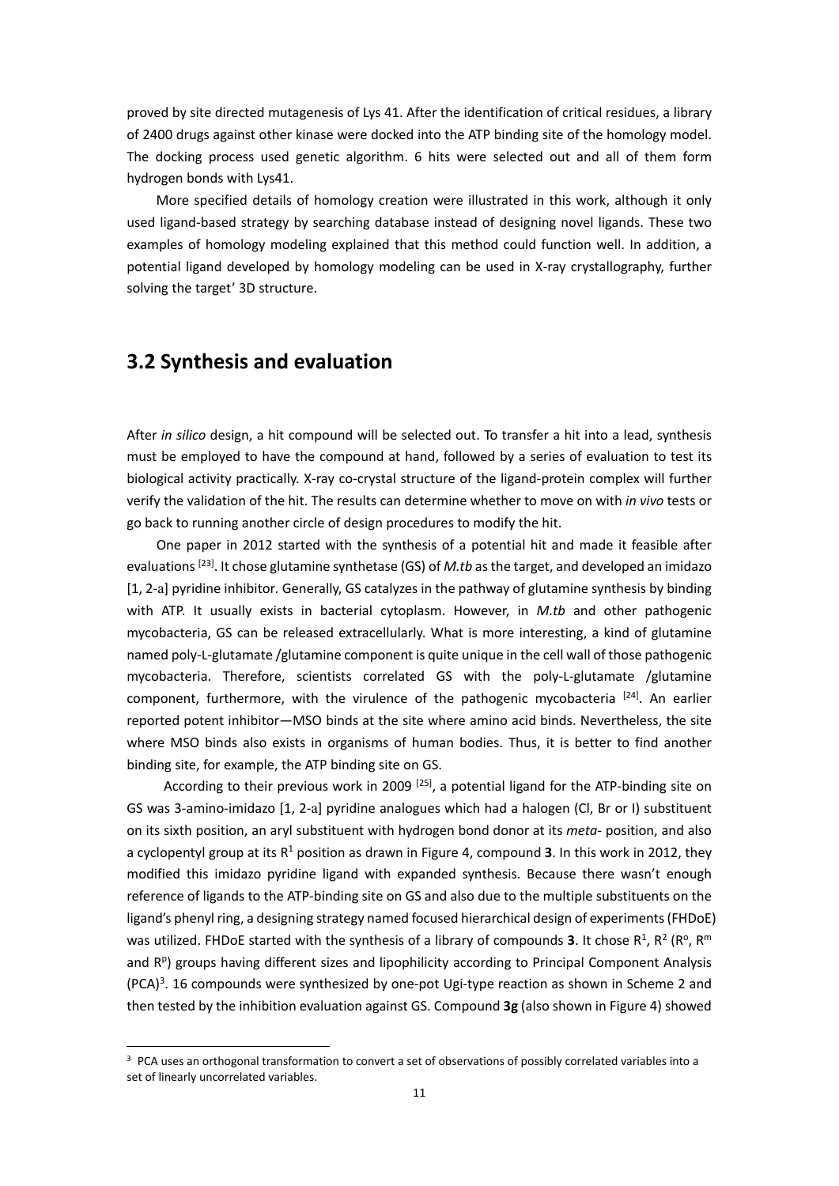proved by site directed mutagenesis of Lys 41. After the identification of critical residues, a library of 2400 drugs against other kinase were docked into the ATP binding site of the homology model. The docking process used genetic algorithm. 6 hits were selected out and all of them form hydrogen bonds with Lys41.

More specified details of homology creation were illustrated in this work, although it only used ligand-based strategy by searching database instead of designing novel ligands. These two examples of homology modeling explained that this method could function well. In addition, a potential ligand developed by homology modeling can be used in X-ray crystallography, further solving the target' 3D structure.

## 3.2 Synthesis and evaluation

After *in silico* design, a hit compound will be selected out. To transfer a hit into a lead, synthesis must be employed to have the compound at hand, followed by a series of evaluation to test its biological activity practically. X-ray co-crystal structure of the ligand-protein complex will further verify the validation of the hit. The results can determine whether to move on with *in vivo* tests or go back to running another circle of design procedures to modify the hit.

One paper in 2012 started with the synthesis of a potential hit and made it feasible after evaluations [23]. It chose glutamine synthetase (GS) of *M.tb* as the target, and developed an imidazo [1, 2-a] pyridine inhibitor. Generally, GS catalyzes in the pathway of glutamine synthesis by binding with ATP. It usually exists in bacterial cytoplasm. However, in *M.tb* and other pathogenic mycobacteria, GS can be released extracellularly. What is more interesting, a kind of glutamine named poly-L-glutamate /glutamine component is quite unique in the cell wall of those pathogenic mycobacteria. Therefore, scientists correlated GS with the poly-L-glutamate /glutamine component, furthermore, with the virulence of the pathogenic mycobacteria [24]. An earlier reported potent inhibitor—MSO binds at the site where amino acid binds. Nevertheless, the site where MSO binds also exists in organisms of human bodies. Thus, it is better to find another binding site, for example, the ATP binding site on GS.

According to their previous work in 2009 [25], a potential ligand for the ATP-binding site on GS was 3-amino-imidazo [1, 2-a] pyridine analogues which had a halogen (Cl, Br or I) substituent on its sixth position, an aryl substituent with hydrogen bond donor at its *meta*- position, and also a cyclopentyl group at its $R^1$ position as drawn in Figure 4, compound **3**. In this work in 2012, they modified this imidazo pyridine ligand with expanded synthesis. Because there wasn't enough reference of ligands to the ATP-binding site on GS and also due to the multiple substituents on the ligand's phenyl ring, a designing strategy named focused hierarchical design of experiments (FHDoE) was utilized. FHDoE started with the synthesis of a library of compounds **3**. It chose $R^1$, $R^2$ ($R^o$, $R^m$ and $R^p$) groups having different sizes and lipophilicity according to Principal Component Analysis (PCA)[3]. 16 compounds were synthesized by one-pot Ugi-type reaction as shown in Scheme 2 and then tested by the inhibition evaluation against GS. Compound **3g** (also shown in Figure 4) showed

[3] PCA uses an orthogonal transformation to convert a set of observations of possibly correlated variables into a set of linearly uncorrelated variables.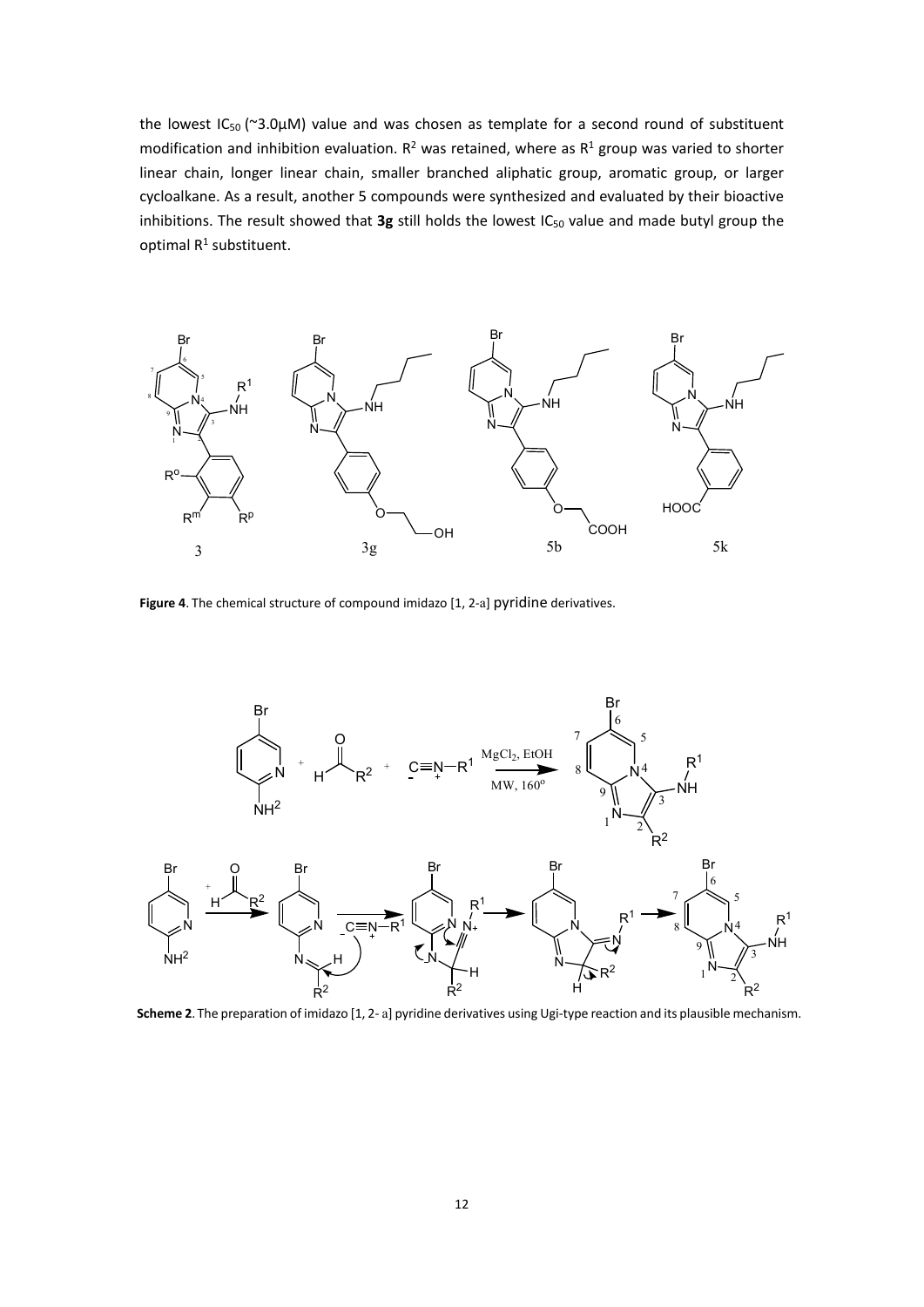the lowest $IC_{50}$ (~3.0μM) value and was chosen as template for a second round of substituent modification and inhibition evaluation. $R^2$ was retained, where as $R^1$ group was varied to shorter linear chain, longer linear chain, smaller branched aliphatic group, aromatic group, or larger cycloalkane. As a result, another 5 compounds were synthesized and evaluated by their bioactive inhibitions. The result showed that **3g** still holds the lowest $IC_{50}$ value and made butyl group the optimal $R^1$ substituent.

**Figure 4**. The chemical structure of compound imidazo [1, 2-a] pyridine derivatives.

**Scheme 2**. The preparation of imidazo [1, 2- a] pyridine derivatives using Ugi-type reaction and its plausible mechanism.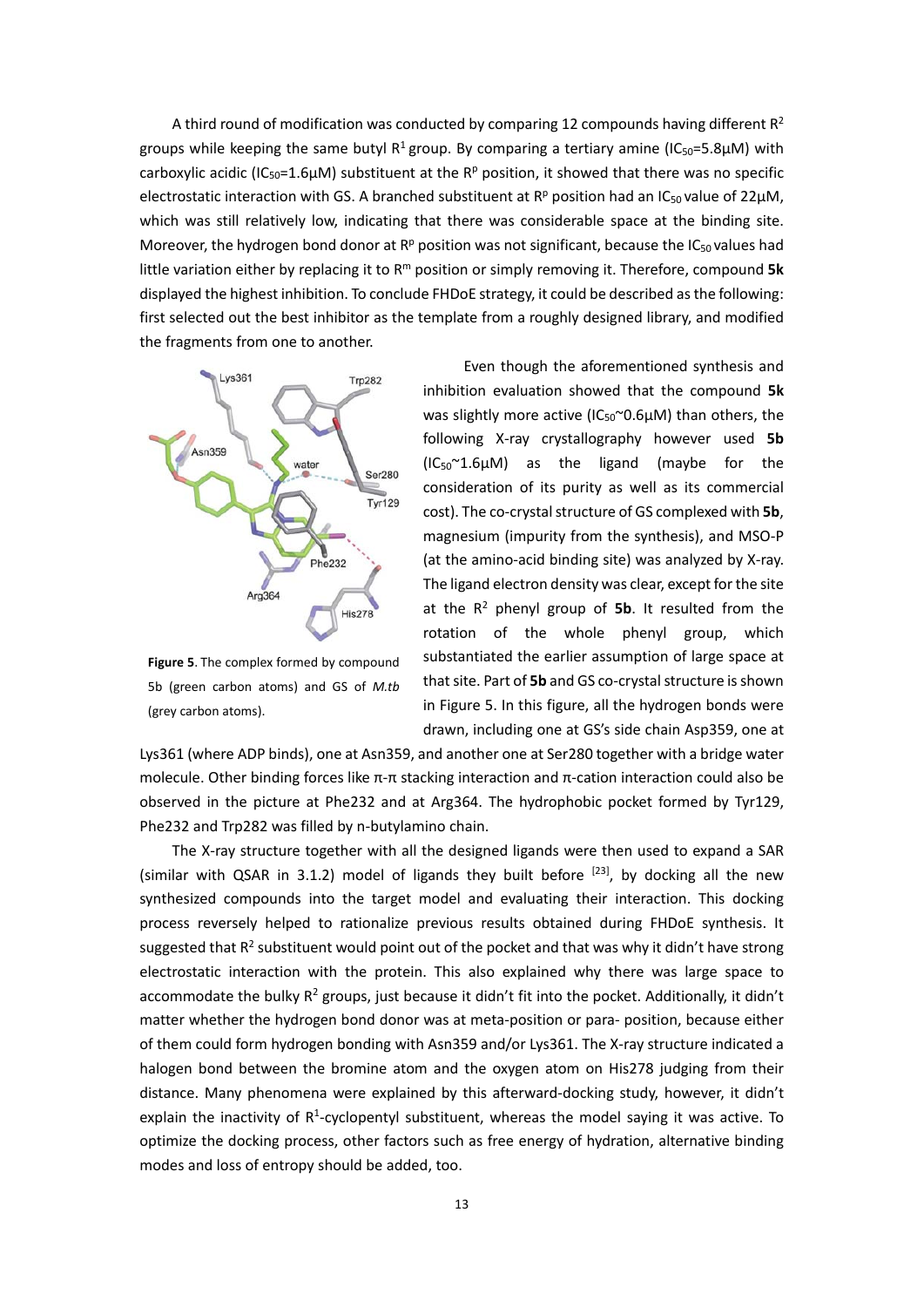A third round of modification was conducted by comparing 12 compounds having different $R^2$ groups while keeping the same butyl $R^1$ group. By comparing a tertiary amine ($IC_{50}$=5.8μM) with carboxylic acidic ($IC_{50}$=1.6μM) substituent at the $R^p$ position, it showed that there was no specific electrostatic interaction with GS. A branched substituent at $R^p$ position had an $IC_{50}$ value of 22μM, which was still relatively low, indicating that there was considerable space at the binding site. Moreover, the hydrogen bond donor at $R^p$ position was not significant, because the $IC_{50}$ values had little variation either by replacing it to $R^m$ position or simply removing it. Therefore, compound **5k** displayed the highest inhibition. To conclude FHDoE strategy, it could be described as the following: first selected out the best inhibitor as the template from a roughly designed library, and modified the fragments from one to another.

**Figure 5**. The complex formed by compound 5b (green carbon atoms) and GS of *M.tb* (grey carbon atoms).

Even though the aforementioned synthesis and inhibition evaluation showed that the compound **5k** was slightly more active ($IC_{50}$~0.6μM) than others, the following X-ray crystallography however used **5b** ($IC_{50}$~1.6μM) as the ligand (maybe for the consideration of its purity as well as its commercial cost). The co-crystal structure of GS complexed with **5b**, magnesium (impurity from the synthesis), and MSO-P (at the amino-acid binding site) was analyzed by X-ray. The ligand electron density was clear, except for the site at the $R^2$ phenyl group of **5b**. It resulted from the rotation of the whole phenyl group, which substantiated the earlier assumption of large space at that site. Part of **5b** and GS co-crystal structure is shown in Figure 5. In this figure, all the hydrogen bonds were drawn, including one at GS's side chain Asp359, one at Lys361 (where ADP binds), one at Asn359, and another one at Ser280 together with a bridge water molecule. Other binding forces like π-π stacking interaction and π-cation interaction could also be observed in the picture at Phe232 and at Arg364. The hydrophobic pocket formed by Tyr129, Phe232 and Trp282 was filled by n-butylamino chain.

The X-ray structure together with all the designed ligands were then used to expand a SAR (similar with QSAR in 3.1.2) model of ligands they built before [23], by docking all the new synthesized compounds into the target model and evaluating their interaction. This docking process reversely helped to rationalize previous results obtained during FHDoE synthesis. It suggested that $R^2$ substituent would point out of the pocket and that was why it didn't have strong electrostatic interaction with the protein. This also explained why there was large space to accommodate the bulky $R^2$ groups, just because it didn't fit into the pocket. Additionally, it didn't matter whether the hydrogen bond donor was at meta-position or para- position, because either of them could form hydrogen bonding with Asn359 and/or Lys361. The X-ray structure indicated a halogen bond between the bromine atom and the oxygen atom on His278 judging from their distance. Many phenomena were explained by this afterward-docking study, however, it didn't explain the inactivity of $R^1$-cyclopentyl substituent, whereas the model saying it was active. To optimize the docking process, other factors such as free energy of hydration, alternative binding modes and loss of entropy should be added, too.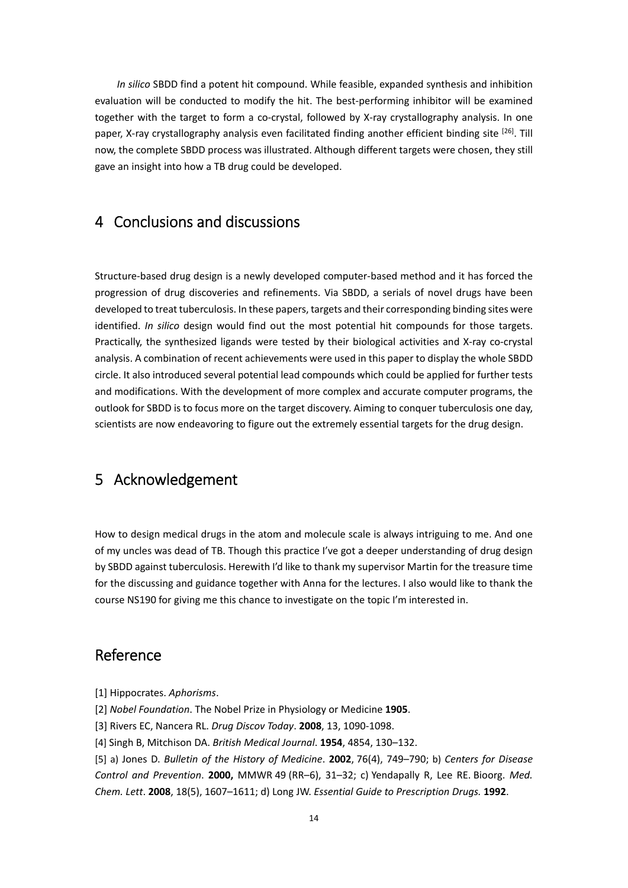*In silico* SBDD find a potent hit compound. While feasible, expanded synthesis and inhibition evaluation will be conducted to modify the hit. The best-performing inhibitor will be examined together with the target to form a co-crystal, followed by X-ray crystallography analysis. In one paper, X-ray crystallography analysis even facilitated finding another efficient binding site [26]. Till now, the complete SBDD process was illustrated. Although different targets were chosen, they still gave an insight into how a TB drug could be developed.

# 4 Conclusions and discussions

Structure-based drug design is a newly developed computer-based method and it has forced the progression of drug discoveries and refinements. Via SBDD, a serials of novel drugs have been developed to treat tuberculosis. In these papers, targets and their corresponding binding sites were identified. *In silico* design would find out the most potential hit compounds for those targets. Practically, the synthesized ligands were tested by their biological activities and X-ray co-crystal analysis. A combination of recent achievements were used in this paper to display the whole SBDD circle. It also introduced several potential lead compounds which could be applied for further tests and modifications. With the development of more complex and accurate computer programs, the outlook for SBDD is to focus more on the target discovery. Aiming to conquer tuberculosis one day, scientists are now endeavoring to figure out the extremely essential targets for the drug design.

# 5 Acknowledgement

How to design medical drugs in the atom and molecule scale is always intriguing to me. And one of my uncles was dead of TB. Though this practice I've got a deeper understanding of drug design by SBDD against tuberculosis. Herewith I'd like to thank my supervisor Martin for the treasure time for the discussing and guidance together with Anna for the lectures. I also would like to thank the course NS190 for giving me this chance to investigate on the topic I'm interested in.

# Reference

[1] Hippocrates. *Aphorisms*.

[2] *Nobel Foundation*. The Nobel Prize in Physiology or Medicine **1905**.

[3] Rivers EC, Nancera RL. *Drug Discov Today*. **2008**, 13, 1090-1098.

[4] Singh B, Mitchison DA. *British Medical Journal*. **1954**, 4854, 130–132.

[5] a) Jones D. *Bulletin of the History of Medicine*. **2002**, 76(4), 749–790; b) *Centers for Disease Control and Prevention*. **2000,** MMWR 49 (RR–6), 31–32; c) Yendapally R, Lee RE. Bioorg. *Med. Chem. Lett*. **2008**, 18(5), 1607–1611; d) Long JW. *Essential Guide to Prescription Drugs.* **1992**.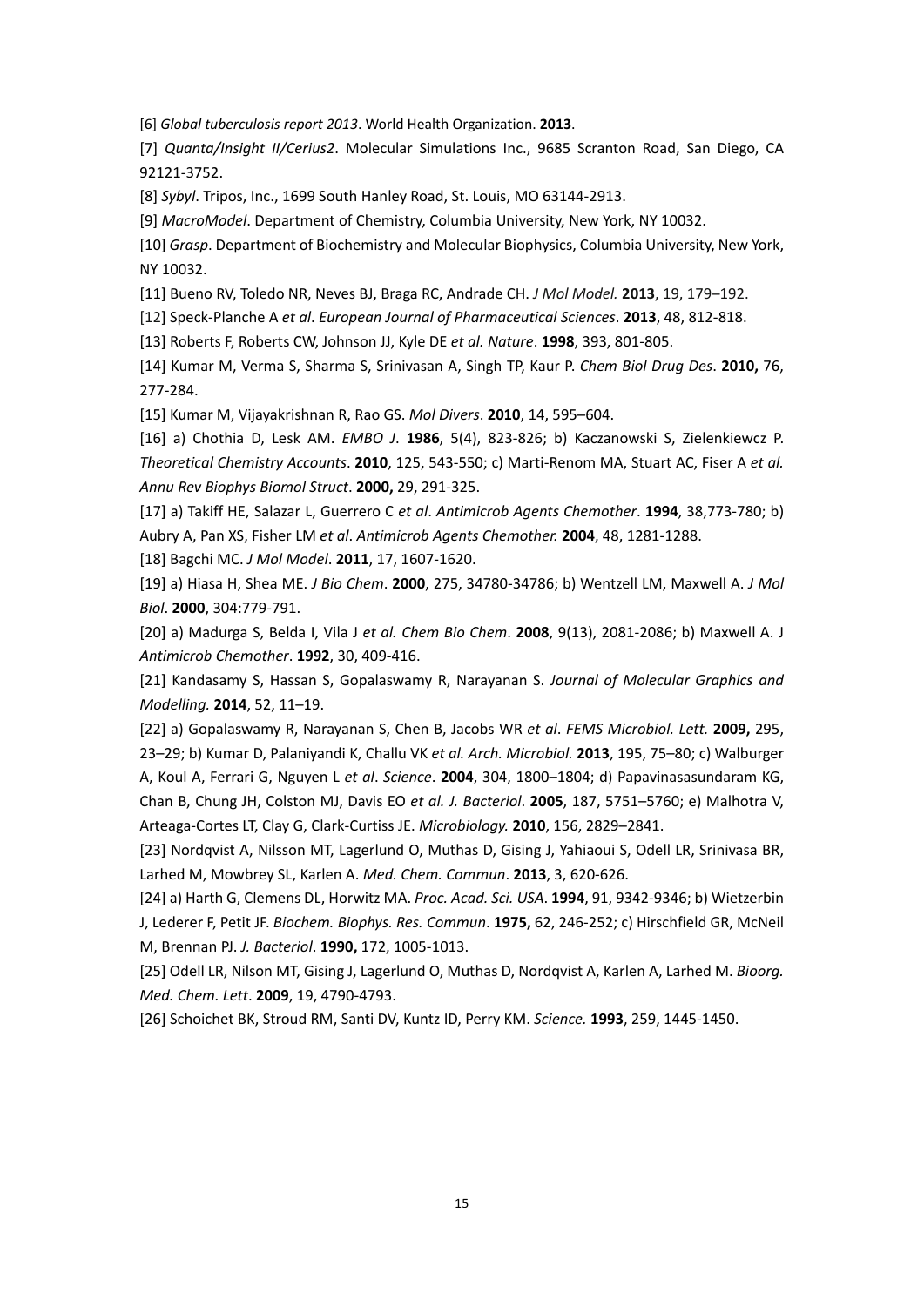[6] *Global tuberculosis report 2013*. World Health Organization. **2013**.

[7] *Quanta/Insight II/Cerius2*. Molecular Simulations Inc., 9685 Scranton Road, San Diego, CA 92121-3752.

[8] *Sybyl*. Tripos, Inc., 1699 South Hanley Road, St. Louis, MO 63144-2913.

[9] *MacroModel*. Department of Chemistry, Columbia University, New York, NY 10032.

[10] *Grasp*. Department of Biochemistry and Molecular Biophysics, Columbia University, New York, NY 10032.

[11] Bueno RV, Toledo NR, Neves BJ, Braga RC, Andrade CH. *J Mol Model.* **2013**, 19, 179–192.

[12] Speck-Planche A *et al*. *European Journal of Pharmaceutical Sciences*. **2013**, 48, 812-818.

[13] Roberts F, Roberts CW, Johnson JJ, Kyle DE *et al. Nature*. **1998**, 393, 801-805.

[14] Kumar M, Verma S, Sharma S, Srinivasan A, Singh TP, Kaur P. *Chem Biol Drug Des*. **2010,** 76, 277-284.

[15] Kumar M, Vijayakrishnan R, Rao GS. *Mol Divers*. **2010**, 14, 595–604.

[16] a) Chothia D, Lesk AM. *EMBO J*. **1986**, 5(4), 823-826; b) Kaczanowski S, Zielenkiewcz P. *Theoretical Chemistry Accounts*. **2010**, 125, 543-550; c) Marti-Renom MA, Stuart AC, Fiser A *et al. Annu Rev Biophys Biomol Struct*. **2000,** 29, 291-325.

[17] a) Takiff HE, Salazar L, Guerrero C *et al*. *Antimicrob Agents Chemother*. **1994**, 38,773-780; b) Aubry A, Pan XS, Fisher LM *et al*. *Antimicrob Agents Chemother.* **2004**, 48, 1281-1288.

[18] Bagchi MC. *J Mol Model*. **2011**, 17, 1607-1620.

[19] a) Hiasa H, Shea ME. *J Bio Chem*. **2000**, 275, 34780-34786; b) Wentzell LM, Maxwell A. *J Mol Biol*. **2000**, 304:779-791.

[20] a) Madurga S, Belda I, Vila J *et al. Chem Bio Chem*. **2008**, 9(13), 2081-2086; b) Maxwell A. J *Antimicrob Chemother*. **1992**, 30, 409-416.

[21] Kandasamy S, Hassan S, Gopalaswamy R, Narayanan S. *Journal of Molecular Graphics and Modelling.* **2014**, 52, 11–19.

[22] a) Gopalaswamy R, Narayanan S, Chen B, Jacobs WR *et al*. *FEMS Microbiol. Lett.* **2009,** 295, 23–29; b) Kumar D, Palaniyandi K, Challu VK *et al. Arch. Microbiol.* **2013**, 195, 75–80; c) Walburger A, Koul A, Ferrari G, Nguyen L *et al*. *Science*. **2004**, 304, 1800–1804; d) Papavinasasundaram KG, Chan B, Chung JH, Colston MJ, Davis EO *et al. J. Bacteriol*. **2005**, 187, 5751–5760; e) Malhotra V, Arteaga-Cortes LT, Clay G, Clark-Curtiss JE. *Microbiology.* **2010**, 156, 2829–2841.

[23] Nordqvist A, Nilsson MT, Lagerlund O, Muthas D, Gising J, Yahiaoui S, Odell LR, Srinivasa BR, Larhed M, Mowbrey SL, Karlen A. *Med. Chem. Commun*. **2013**, 3, 620-626.

[24] a) Harth G, Clemens DL, Horwitz MA. *Proc. Acad. Sci. USA*. **1994**, 91, 9342-9346; b) Wietzerbin J, Lederer F, Petit JF. *Biochem. Biophys. Res. Commun*. **1975,** 62, 246-252; c) Hirschfield GR, McNeil M, Brennan PJ. *J. Bacteriol*. **1990,** 172, 1005-1013.

[25] Odell LR, Nilson MT, Gising J, Lagerlund O, Muthas D, Nordqvist A, Karlen A, Larhed M. *Bioorg. Med. Chem. Lett*. **2009**, 19, 4790-4793.

[26] Schoichet BK, Stroud RM, Santi DV, Kuntz ID, Perry KM. *Science.* **1993**, 259, 1445-1450.